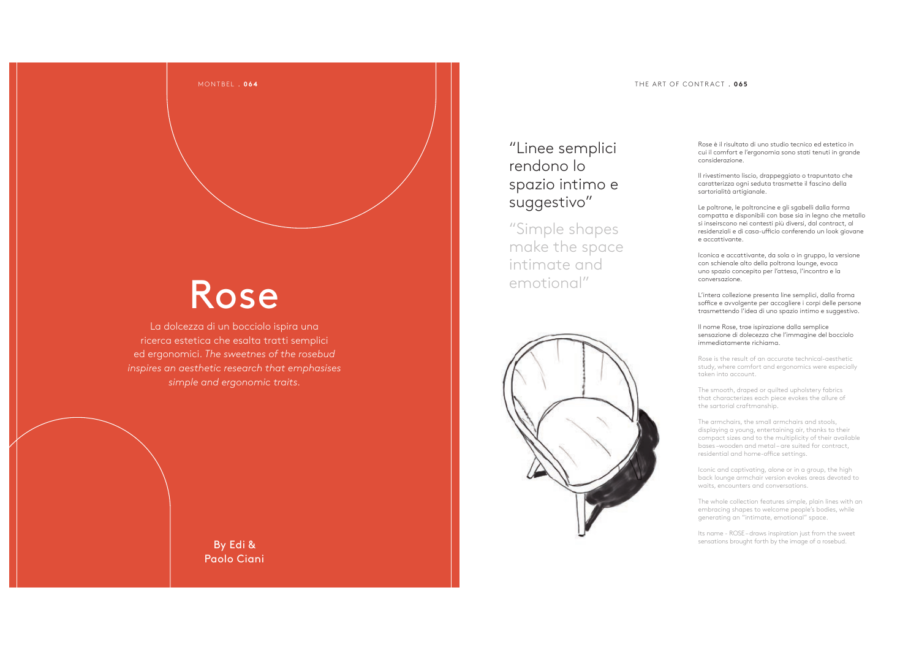# Rose

La dolcezza di un bocciolo ispira una ricerca estetica che esalta tratti semplici ed ergonomici. *The sweetnes of the rosebud inspires an aesthetic research that emphasises simple and ergonomic traits.*

By Edi & Paolo Ciani

## "Linee semplici rendono lo spazio intimo e suggestivo"

## "Simple shapes make the space intimate and emotional"

Rose è il risultato di uno studio tecnico ed estetico in cui il comfort e l'ergonomia sono stati tenuti in grande considerazione.

Il rivestimento liscio, drappeggiato o trapuntato che caratterizza ogni seduta trasmette il fascino della sartorialità artigianale.

Le poltrone, le poltroncine e gli sgabelli dalla forma compatta e disponibili con base sia in legno che metallo si inseirscono nei contesti più diversi, dal contract, al residenziali e di casa-ufficio conferendo un look giovane e accattivante.

Iconica e accattivante, da sola o in gruppo, la versione con schienale alto della poltrona lounge, evoca uno spazio concepito per l'attesa, l'incontro e la conversazione.

L'intera collezione presenta line semplici, dalla froma soffice e avvolgente per accogliere i corpi delle persone trasmettendo l'idea di uno spazio intimo e suggestivo.

Il nome Rose, trae ispirazione dalla semplice sensazione di dolecezza che l'immagine del bocciolo immediatamente richiama.

Rose is the result of an accurate technical-aesthetic study, where comfort and ergonomics were especially taken into account.

The smooth, draped or quilted upholstery fabrics that characterizes each piece evokes the allure of the sartorial craftmanship.

The armchairs, the small armchairs and stools, displaying a young, entertaining air, thanks to their compact sizes and to the multiplicity of their available bases –wooden and metal – are suited for contract, residential and home-office settings.

Iconic and captivating, alone or in a group, the high back lounge armchair version evokes areas devoted to waits, encounters and conversations.

The whole collection features simple, plain lines with an embracing shapes to welcome people's bodies, while generating an "intimate, emotional" space.

Its name - ROSE – draws inspiration just from the sweet sensations brought forth by the image of a rosebud.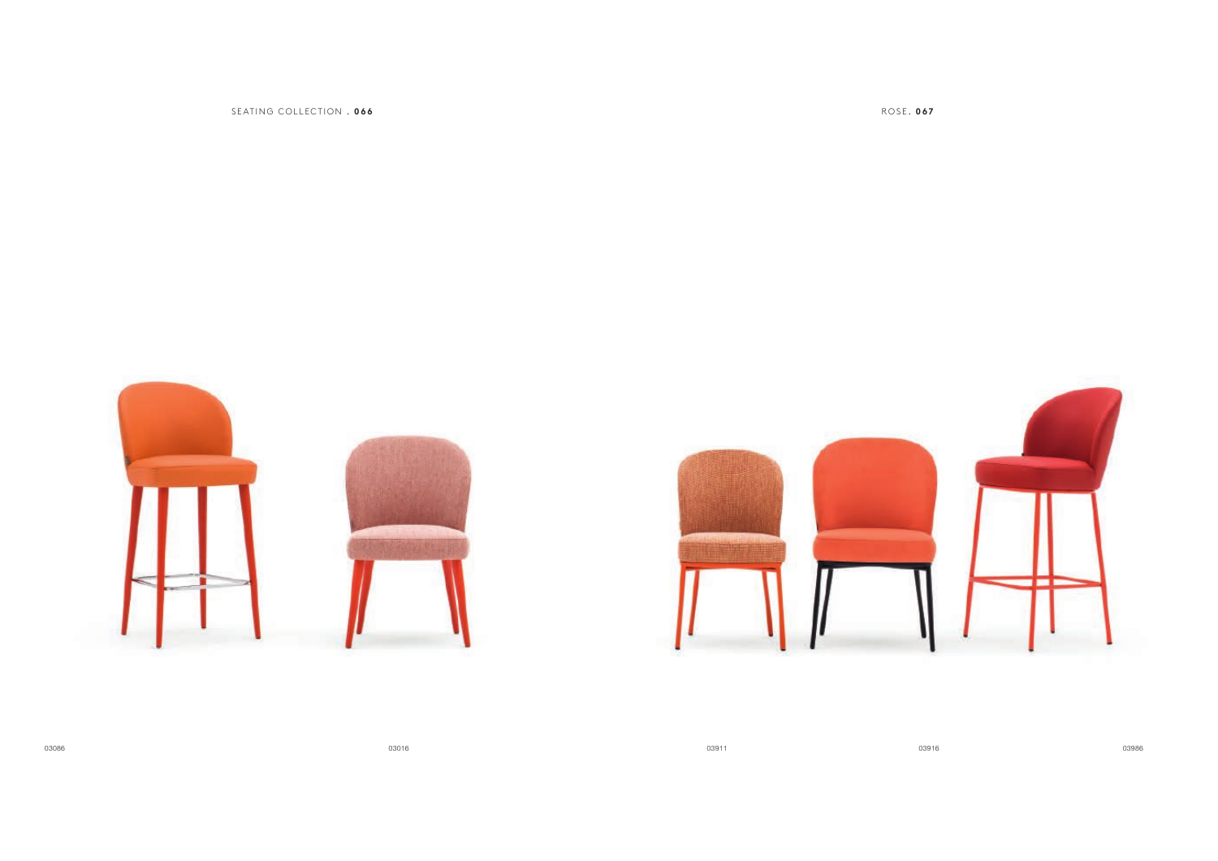03086

03016

03911

03916

03986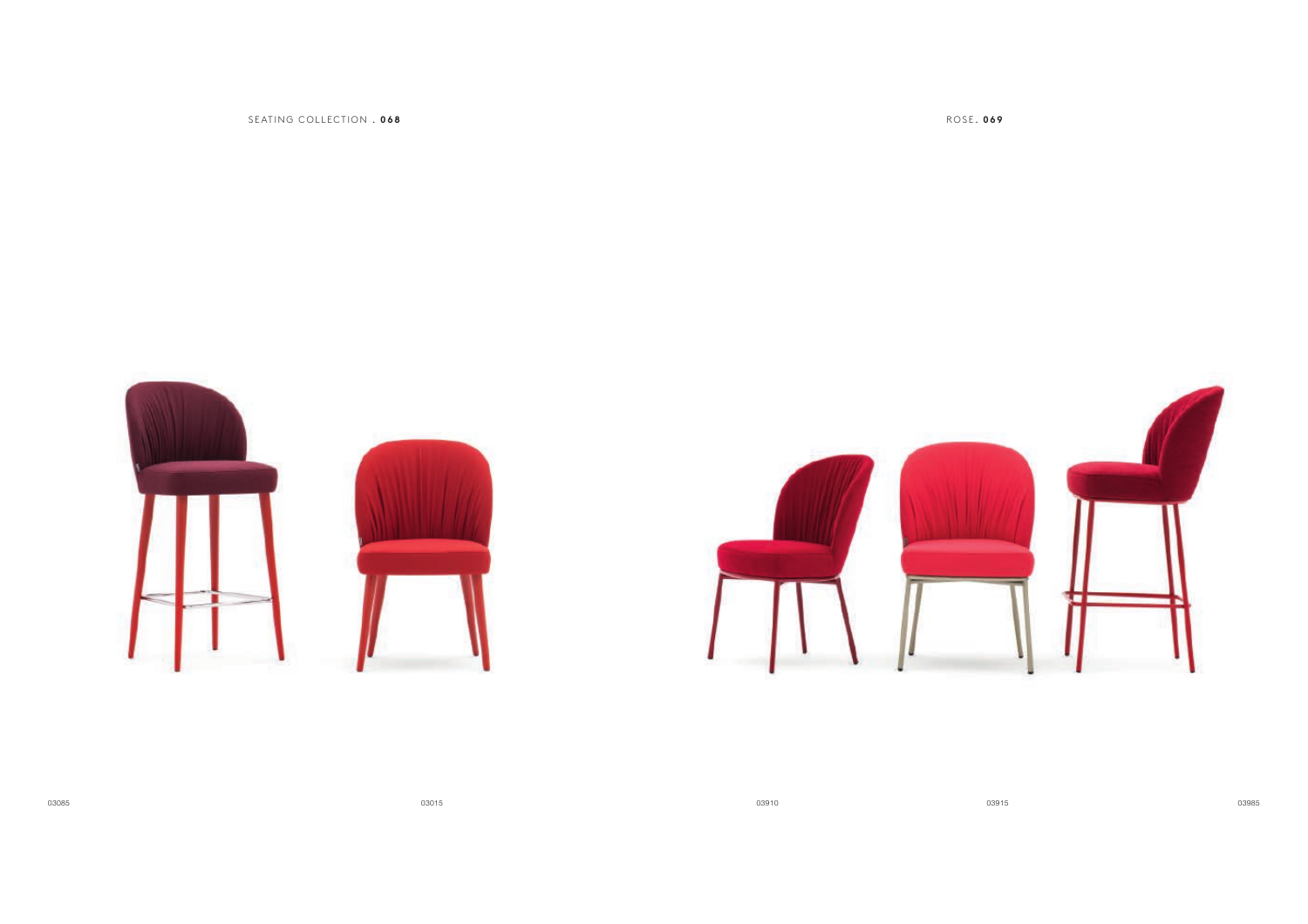03085

03015

03910

03915

03985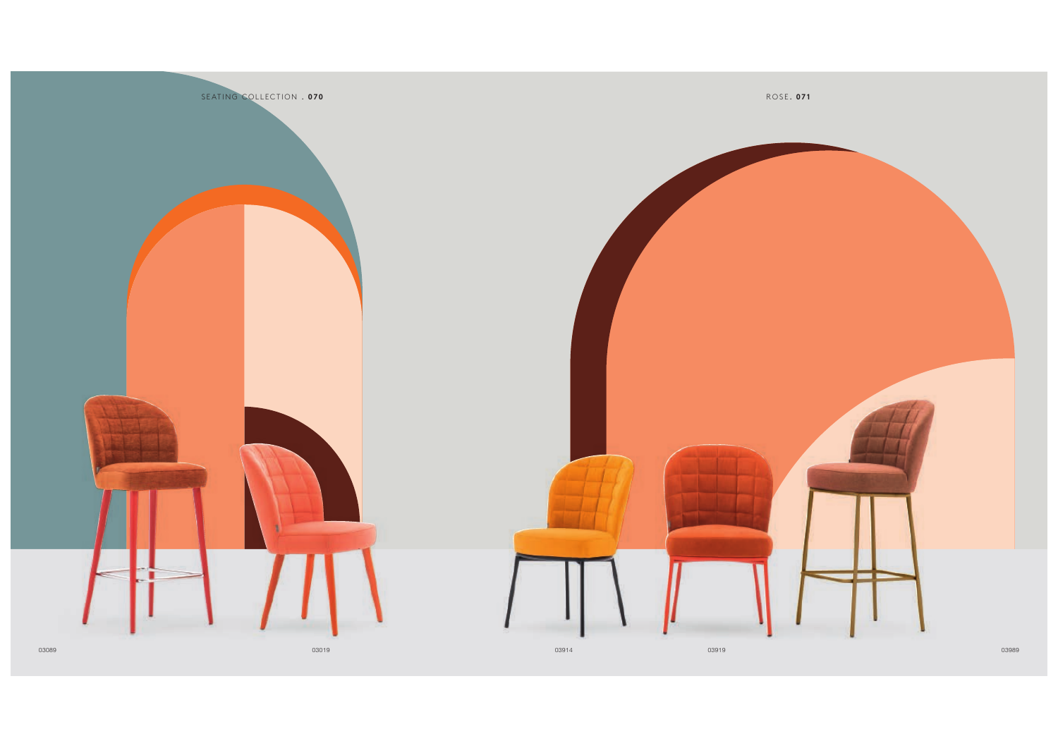SEATING COLLECTION . 070

ROSE. 071

03089

03019

03914

03919

03989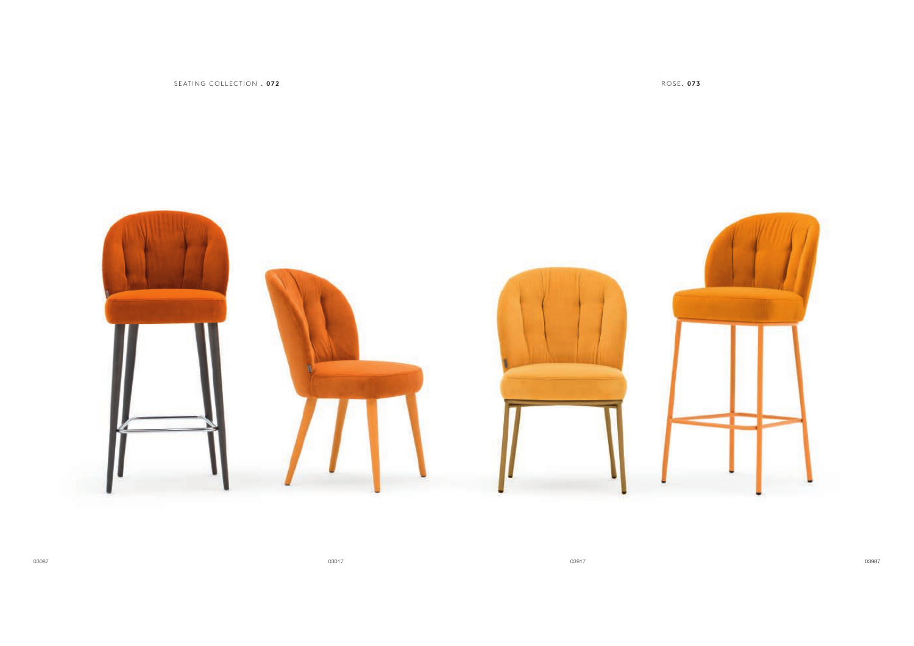03087

03017

03917

03987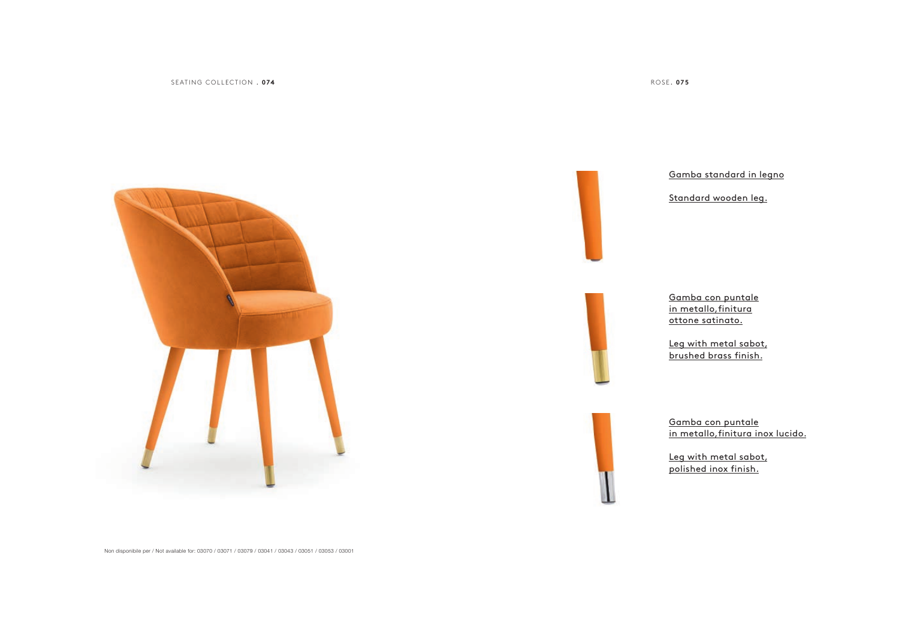Gamba standard in legno

Standard wooden leg.

Gamba con puntale in metallo, finitura ottone satinato.

Leg with metal sabot, brushed brass finish.

Gamba con puntale in metallo, finitura inox lucido.

Leg with metal sabot, polished inox finish.

Non disponibile per / Not available for: 03070 / 03071 / 03079 / 03041 / 03043 / 03051 / 03053 / 03001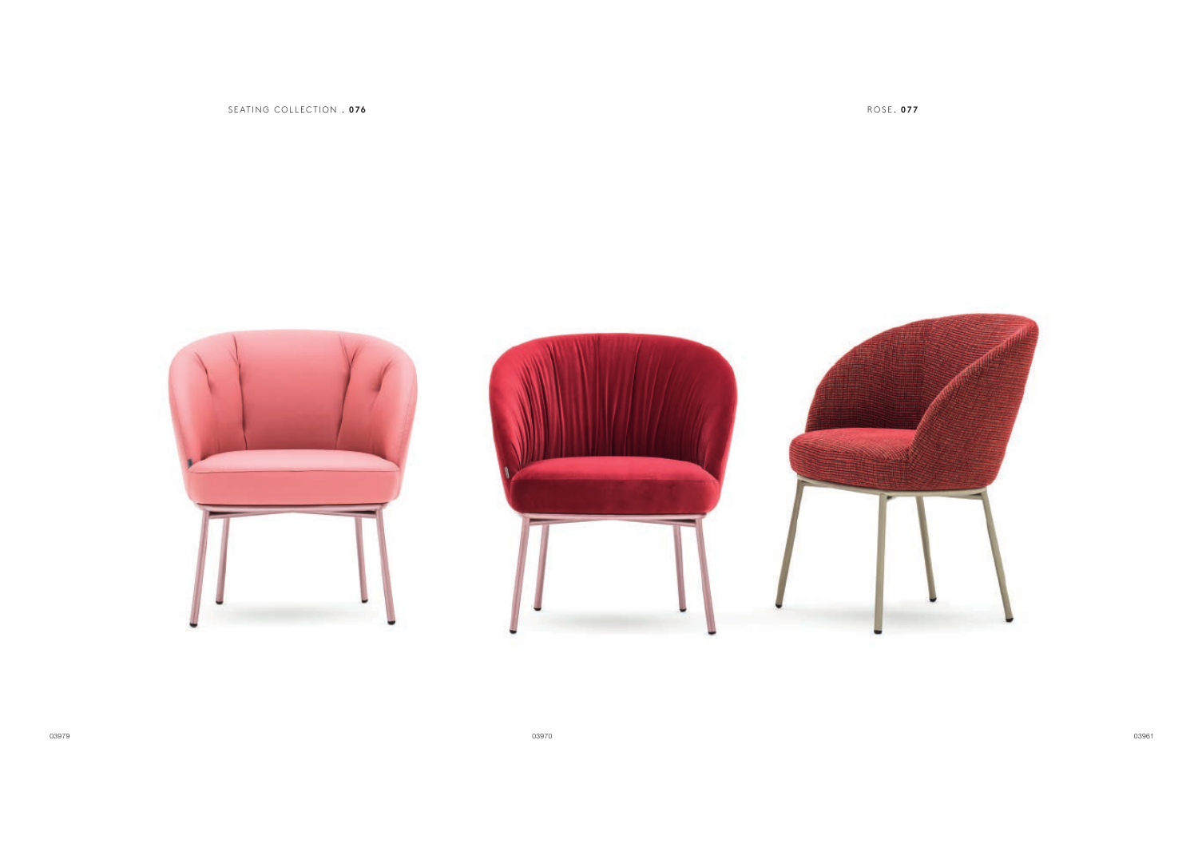03979

03970

03961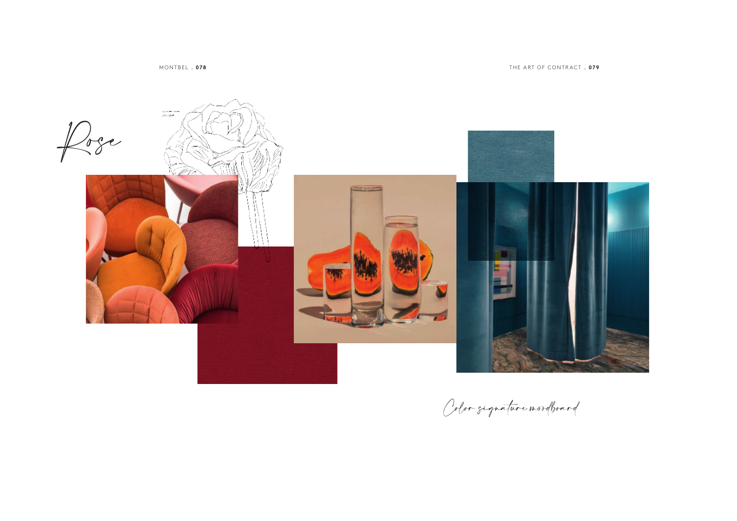# Rose

*Color signature moodboard*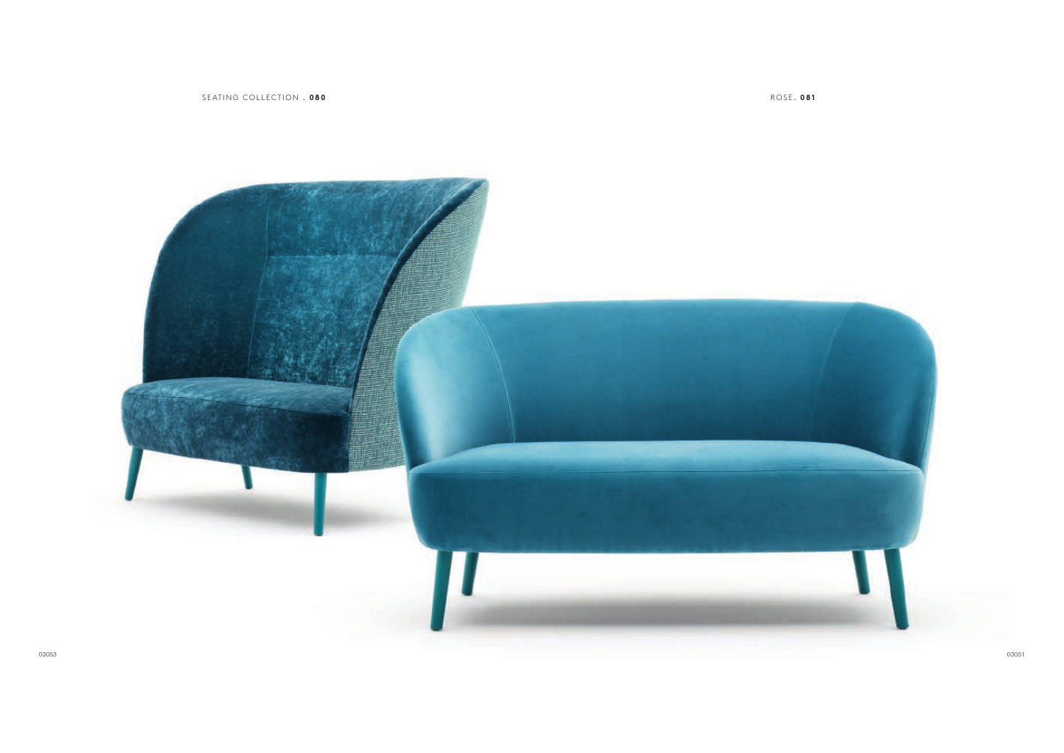03053

03051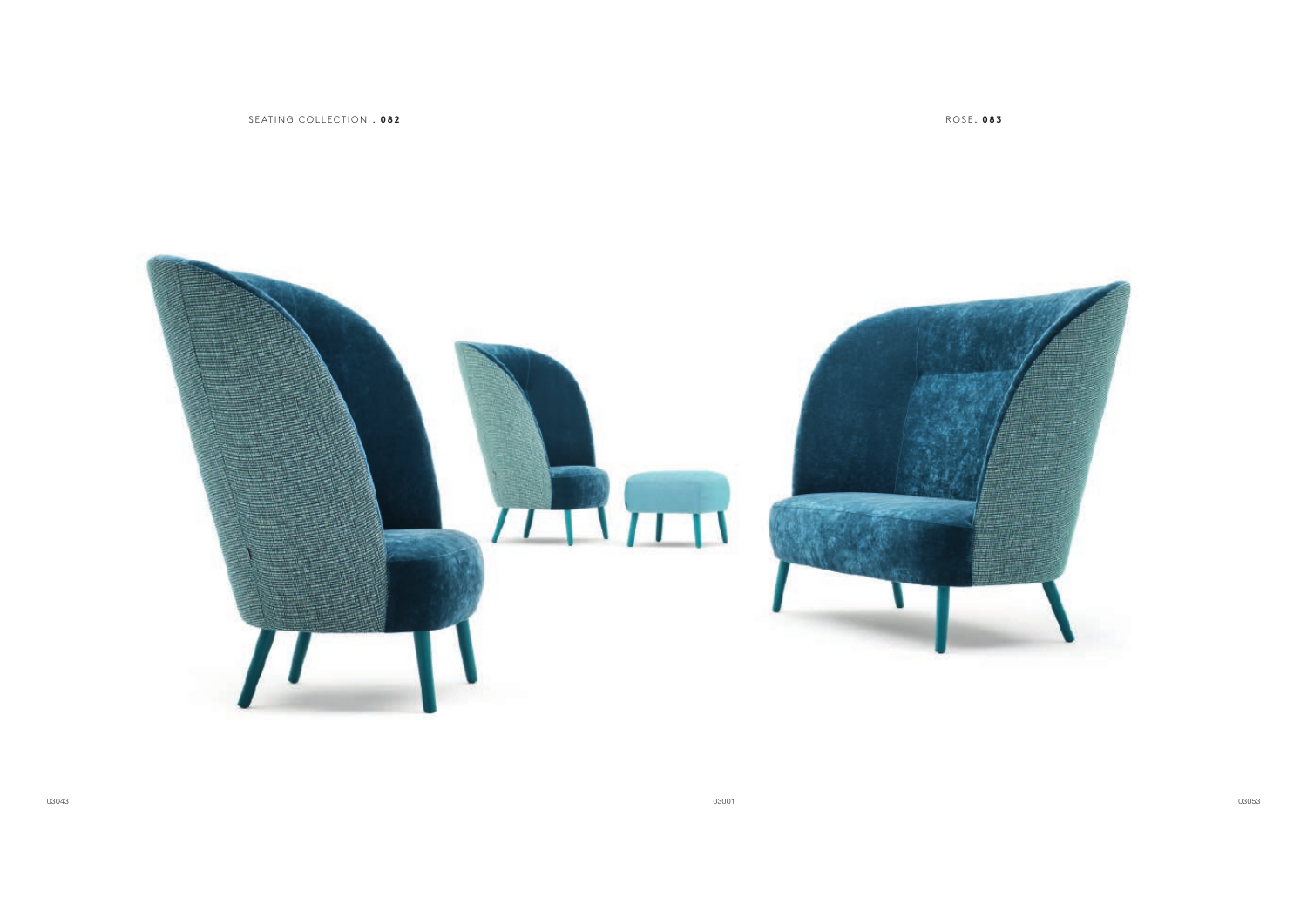03043

03001

03053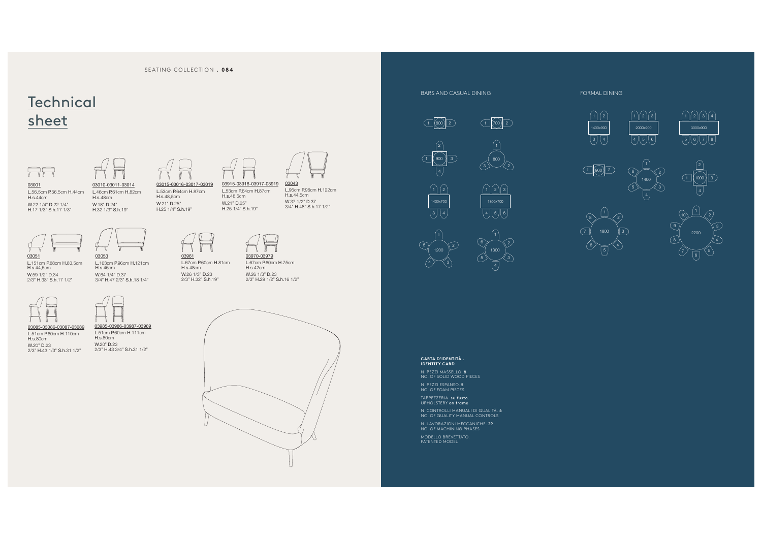# Technical sheet

03001
L.56,5cm P.56,5cm H.44cm H.s.44cm
W.22 1/4" D.22 1/4" H.17 1/3" S.h.17 1/3"

03010-03011-03014
L.46cm P.61cm H.82cm H.s.48cm
W.18" D.24" H.32 1/3" S.h.19"

03015-03016-03017-03019
L.53cm P.64cm H.87cm H.s.48,5cm
W.21" D.25" H.25 1/4" S.h.19"

03915-03916-03917-03919
L.53cm P.64cm H.87cm H.s.48,5cm
W.21" D.25" H.25 1/4" S.h.19"

03043
L.95cm P.96cm H.122cm H.s.44,5cm
W.37 1/2" D.37 3/4" H.48" S.h.17 1/2"

03051
L.151cm P.88cm H.83,5cm H.s.44,5cm
W.59 1/2" D.34 2/3" H.33" S.h.17 1/2"

03053
L.163cm P.96cm H.121cm H.s.46cm
W.64 1/4" D.37 3/4" H.47 2/3" S.h.18 1/4"

03961
L.67cm P.60cm H.81cm H.s.48cm
W.26 1/3" D.23 2/3" H.32" S.h.19"

03970-03979
L.67cm P.60cm H.75cm H.s.42cm
W.26 1/3" D.23 2/3" H.29 1/2" S.h.16 1/2"

03085-03086-03087-03089
L.51cm P.60cm H.110cm H.s.80cm
W.20" D.23 2/3" H.43 1/3" S.h.31 1/2"

03985-03986-03987-03989
L.51cm P.60cm H.111cm H.s.80cm
W.20" D.23 2/3" H.43 3/4" S.h.31 1/2"

BARS AND CASUAL DINING

FORMAL DINING

**CARTA D'IDENTITÀ .**
**IDENTITY CARD**

N. PEZZI MASSELLO. **8**
NO. OF SOLID WOOD PIECES

N. PEZZI ESPANSO. **5**
NO. OF FOAM PIECES

TAPPEZZERIA. **su fusto.**
UPHOLSTERY **on frame**

N. CONTROLLI MANUALI DI QUALITÀ. **6**
NO. OF QUALITY MANUAL CONTROLS

N. LAVORAZIONI MECCANICHE. **29**
NO. OF MACHINING PHASES

MODELLO BREVETTATO.
PATENTED MODEL